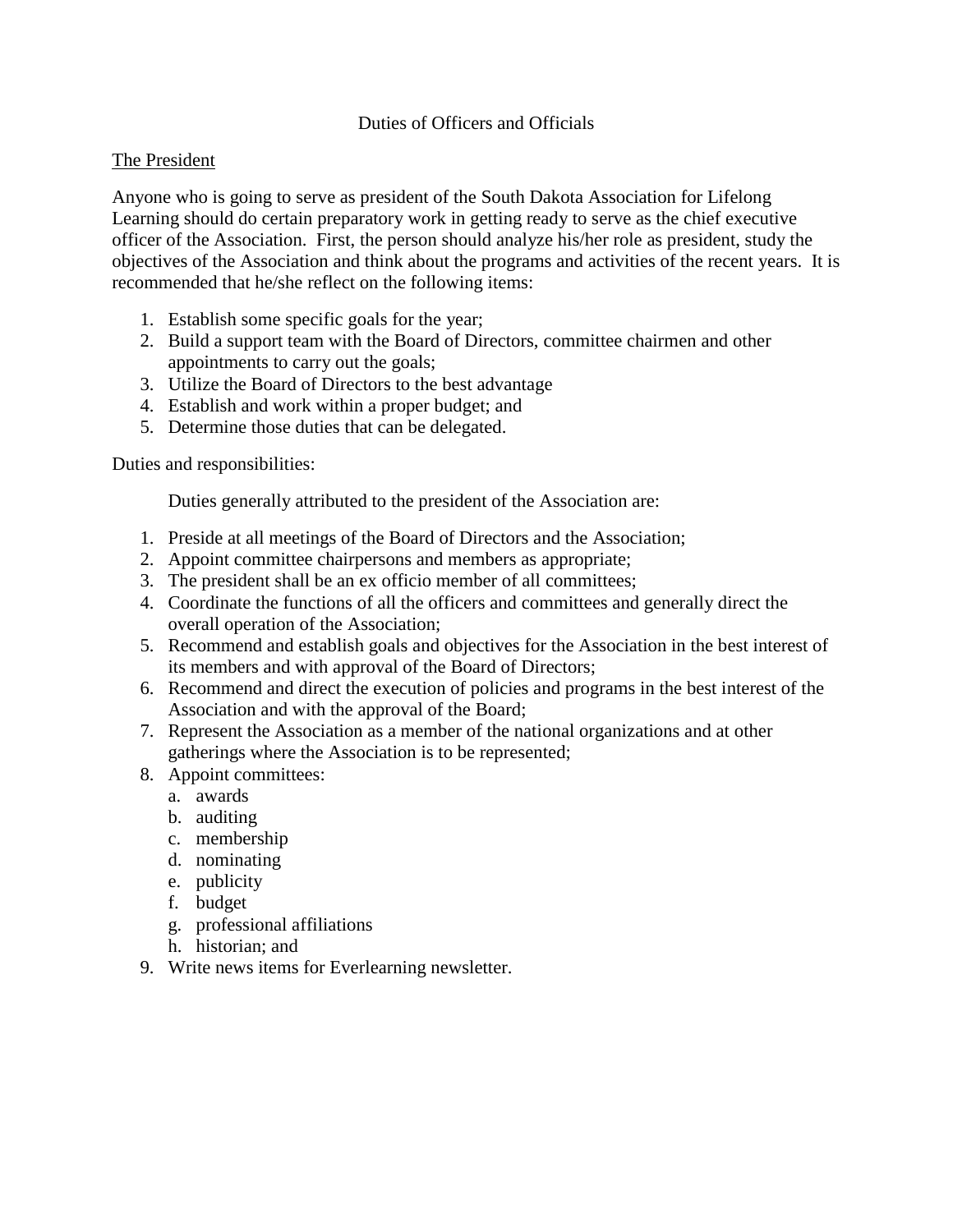# Duties of Officers and Officials

## The President

Anyone who is going to serve as president of the South Dakota Association for Lifelong Learning should do certain preparatory work in getting ready to serve as the chief executive officer of the Association. First, the person should analyze his/her role as president, study the objectives of the Association and think about the programs and activities of the recent years. It is recommended that he/she reflect on the following items:

1. Establish some specific goals for the year;
2. Build a support team with the Board of Directors, committee chairmen and other appointments to carry out the goals;
3. Utilize the Board of Directors to the best advantage
4. Establish and work within a proper budget; and
5. Determine those duties that can be delegated.

Duties and responsibilities:

Duties generally attributed to the president of the Association are:

1. Preside at all meetings of the Board of Directors and the Association;
2. Appoint committee chairpersons and members as appropriate;
3. The president shall be an ex officio member of all committees;
4. Coordinate the functions of all the officers and committees and generally direct the overall operation of the Association;
5. Recommend and establish goals and objectives for the Association in the best interest of its members and with approval of the Board of Directors;
6. Recommend and direct the execution of policies and programs in the best interest of the Association and with the approval of the Board;
7. Represent the Association as a member of the national organizations and at other gatherings where the Association is to be represented;
8. Appoint committees:
   a. awards
   b. auditing
   c. membership
   d. nominating
   e. publicity
   f. budget
   g. professional affiliations
   h. historian; and
9. Write news items for Everlearning newsletter.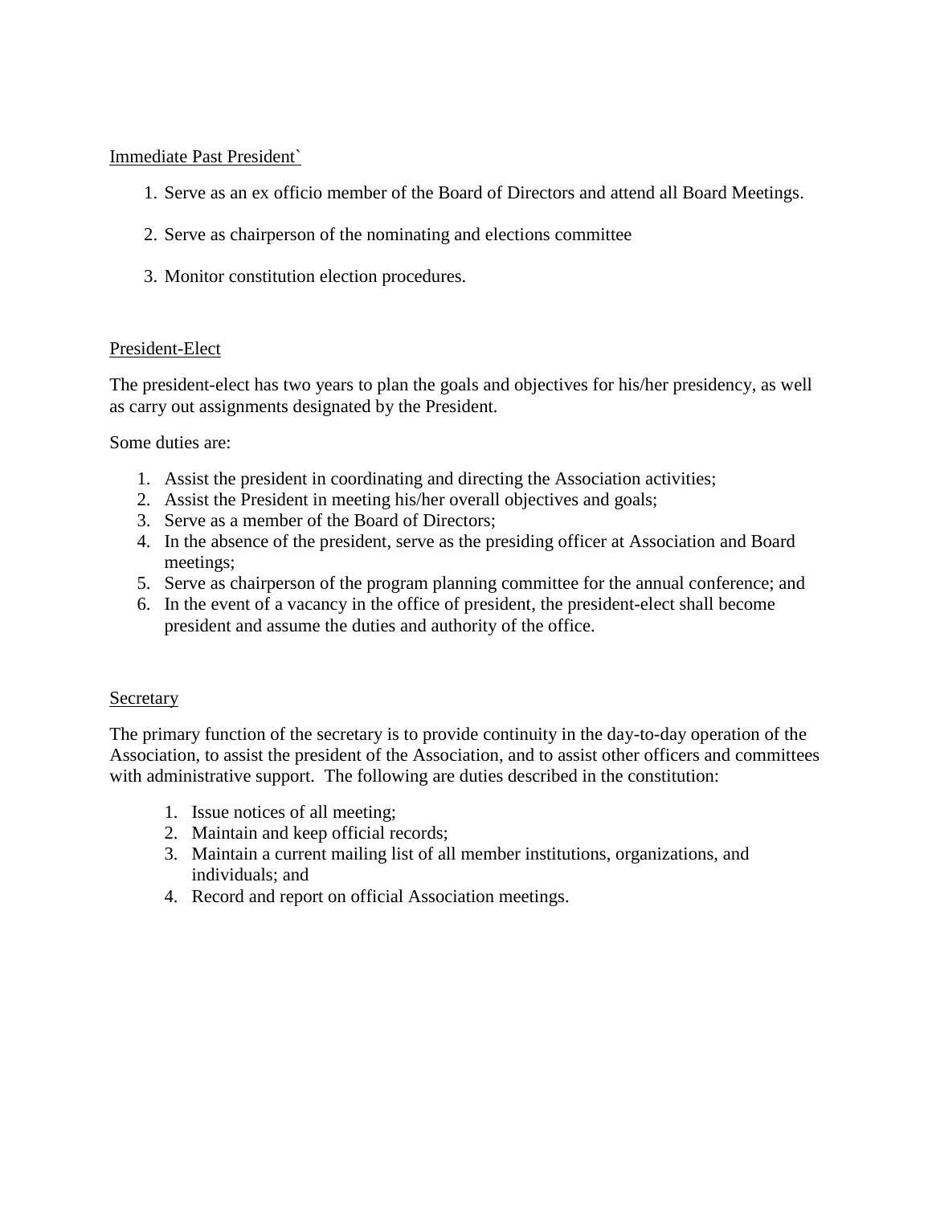Immediate Past President`

1. Serve as an ex officio member of the Board of Directors and attend all Board Meetings.
2. Serve as chairperson of the nominating and elections committee
3. Monitor constitution election procedures.

President-Elect

The president-elect has two years to plan the goals and objectives for his/her presidency, as well as carry out assignments designated by the President.

Some duties are:

1. Assist the president in coordinating and directing the Association activities;
2. Assist the President in meeting his/her overall objectives and goals;
3. Serve as a member of the Board of Directors;
4. In the absence of the president, serve as the presiding officer at Association and Board meetings;
5. Serve as chairperson of the program planning committee for the annual conference; and
6. In the event of a vacancy in the office of president, the president-elect shall become president and assume the duties and authority of the office.

Secretary

The primary function of the secretary is to provide continuity in the day-to-day operation of the Association, to assist the president of the Association, and to assist other officers and committees with administrative support. The following are duties described in the constitution:

1. Issue notices of all meeting;
2. Maintain and keep official records;
3. Maintain a current mailing list of all member institutions, organizations, and individuals; and
4. Record and report on official Association meetings.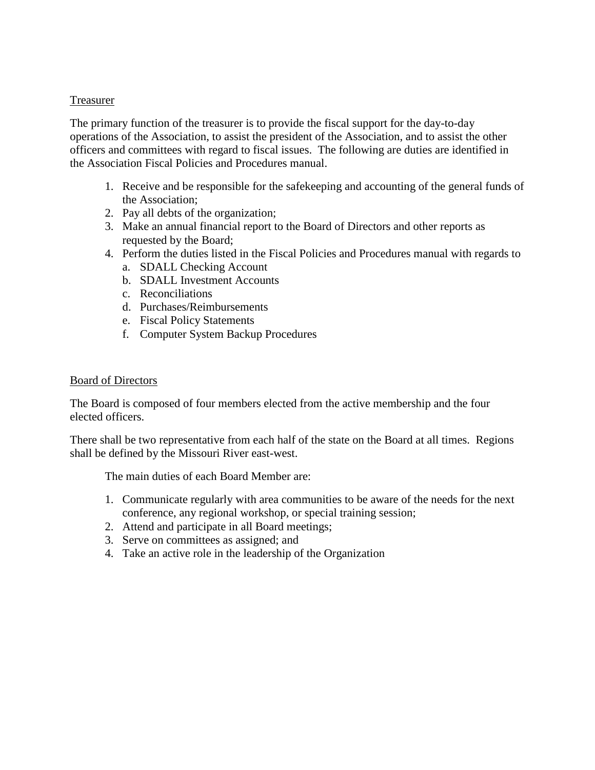Treasurer

The primary function of the treasurer is to provide the fiscal support for the day-to-day operations of the Association, to assist the president of the Association, and to assist the other officers and committees with regard to fiscal issues. The following are duties are identified in the Association Fiscal Policies and Procedures manual.

1. Receive and be responsible for the safekeeping and accounting of the general funds of the Association;
2. Pay all debts of the organization;
3. Make an annual financial report to the Board of Directors and other reports as requested by the Board;
4. Perform the duties listed in the Fiscal Policies and Procedures manual with regards to
   a. SDALL Checking Account
   b. SDALL Investment Accounts
   c. Reconciliations
   d. Purchases/Reimbursements
   e. Fiscal Policy Statements
   f. Computer System Backup Procedures

Board of Directors

The Board is composed of four members elected from the active membership and the four elected officers.

There shall be two representative from each half of the state on the Board at all times. Regions shall be defined by the Missouri River east-west.

The main duties of each Board Member are:

1. Communicate regularly with area communities to be aware of the needs for the next conference, any regional workshop, or special training session;
2. Attend and participate in all Board meetings;
3. Serve on committees as assigned; and
4. Take an active role in the leadership of the Organization